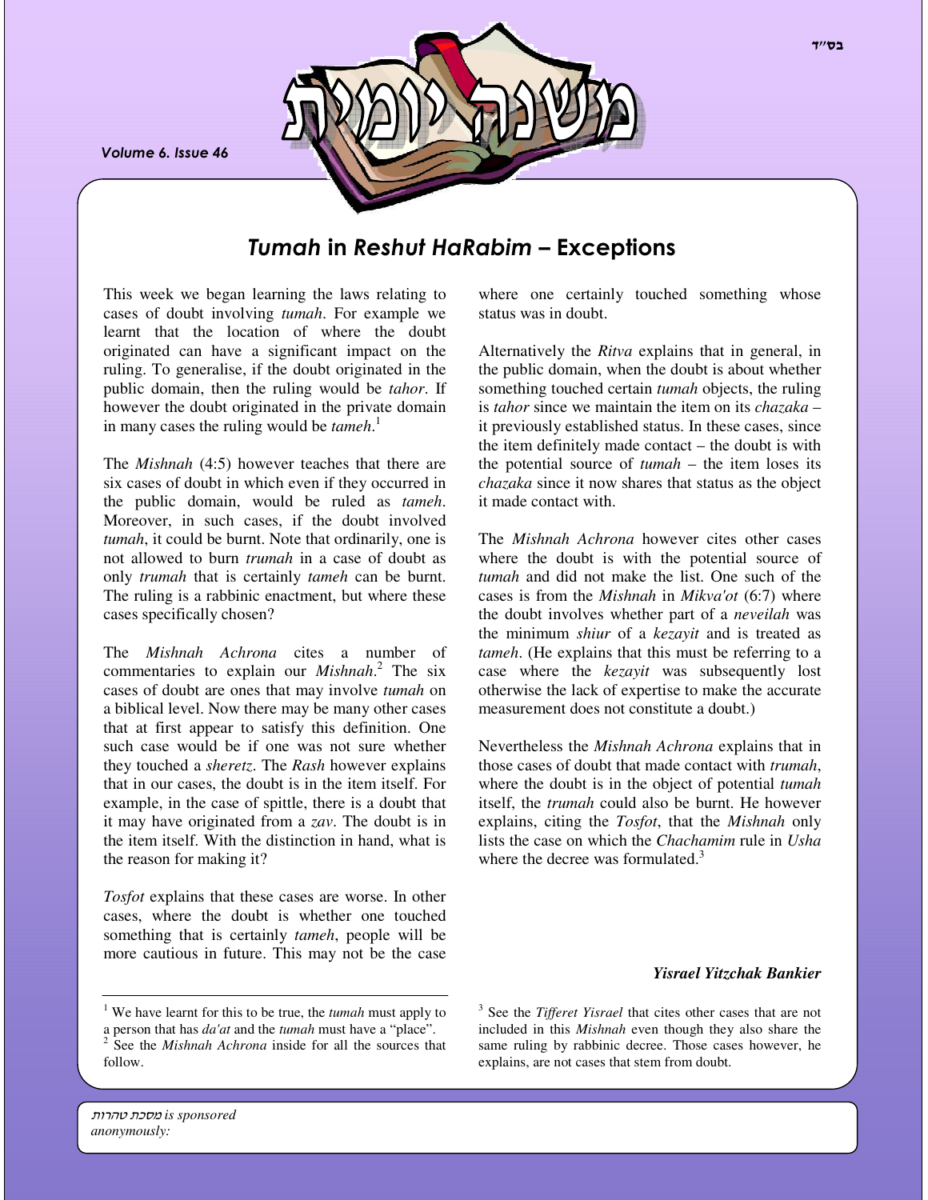בס"ד

# משנה יומית

Volume 6. Issue 46

## *Tumah* in *Reshut HaRabim* – Exceptions

This week we began learning the laws relating to cases of doubt involving *tumah*. For example we learnt that the location of where the doubt originated can have a significant impact on the ruling. To generalise, if the doubt originated in the public domain, then the ruling would be *tahor*. If however the doubt originated in the private domain in many cases the ruling would be *tameh*.[1]

The *Mishnah* (4:5) however teaches that there are six cases of doubt in which even if they occurred in the public domain, would be ruled as *tameh*. Moreover, in such cases, if the doubt involved *tumah*, it could be burnt. Note that ordinarily, one is not allowed to burn *trumah* in a case of doubt as only *trumah* that is certainly *tameh* can be burnt. The ruling is a rabbinic enactment, but where these cases specifically chosen?

The *Mishnah Achrona* cites a number of commentaries to explain our *Mishnah*.[2] The six cases of doubt are ones that may involve *tumah* on a biblical level. Now there may be many other cases that at first appear to satisfy this definition. One such case would be if one was not sure whether they touched a *sheretz*. The *Rash* however explains that in our cases, the doubt is in the item itself. For example, in the case of spittle, there is a doubt that it may have originated from a *zav*. The doubt is in the item itself. With the distinction in hand, what is the reason for making it?

*Tosfot* explains that these cases are worse. In other cases, where the doubt is whether one touched something that is certainly *tameh*, people will be more cautious in future. This may not be the case where one certainly touched something whose status was in doubt.

Alternatively the *Ritva* explains that in general, in the public domain, when the doubt is about whether something touched certain *tumah* objects, the ruling is *tahor* since we maintain the item on its *chazaka* – it previously established status. In these cases, since the item definitely made contact – the doubt is with the potential source of *tumah* – the item loses its *chazaka* since it now shares that status as the object it made contact with.

The *Mishnah Achrona* however cites other cases where the doubt is with the potential source of *tumah* and did not make the list. One such of the cases is from the *Mishnah* in *Mikva'ot* (6:7) where the doubt involves whether part of a *neveilah* was the minimum *shiur* of a *kezayit* and is treated as *tameh*. (He explains that this must be referring to a case where the *kezayit* was subsequently lost otherwise the lack of expertise to make the accurate measurement does not constitute a doubt.)

Nevertheless the *Mishnah Achrona* explains that in those cases of doubt that made contact with *trumah*, where the doubt is in the object of potential *tumah* itself, the *trumah* could also be burnt. He however explains, citing the *Tosfot*, that the *Mishnah* only lists the case on which the *Chachamim* rule in *Usha* where the decree was formulated.[3]

***Yisrael Yitzchak Bankier***

---

[1] We have learnt for this to be true, the *tumah* must apply to a person that has *da'at* and the *tumah* must have a "place".

[2] See the *Mishnah Achrona* inside for all the sources that follow.

[3] See the *Tifferet Yisrael* that cites other cases that are not included in this *Mishnah* even though they also share the same ruling by rabbinic decree. Those cases however, he explains, are not cases that stem from doubt.

*מסכת טהרות is sponsored anonymously:*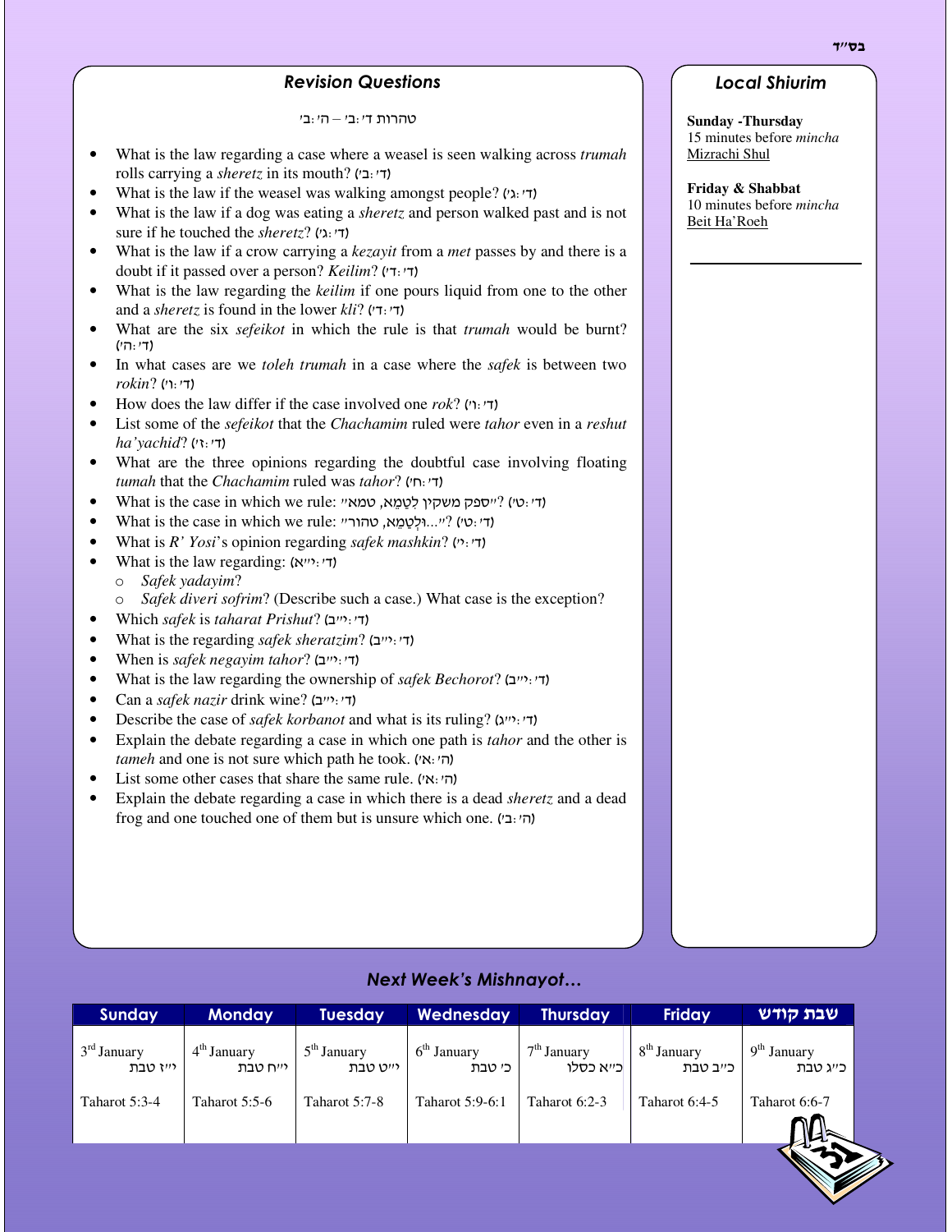בס״ד

## Revision Questions

טהרות ד׳:ב׳ – ה׳:ב׳

- What is the law regarding a case where a weasel is seen walking across *trumah* rolls carrying a *sheretz* in its mouth? (ד׳:ב׳)
- What is the law if the weasel was walking amongst people? (ד׳:ג׳)
- What is the law if a dog was eating a *sheretz* and person walked past and is not sure if he touched the *sheretz*? (ד׳:ג׳)
- What is the law if a crow carrying a *kezayit* from a *met* passes by and there is a doubt if it passed over a person? *Keilim*? (ד׳:ד׳)
- What is the law regarding the *keilim* if one pours liquid from one to the other and a *sheretz* is found in the lower *kli*? (ד׳:ד׳)
- What are the six *sefeikot* in which the rule is that *trumah* would be burnt? (ד׳:ה׳)
- In what cases are we *toleh trumah* in a case where the *safek* is between two *rokin*? (ד׳:ו׳)
- How does the law differ if the case involved one *rok*? (ד׳:ו׳)
- List some of the *sefeikot* that the *Chachamim* ruled were *tahor* even in a *reshut ha'yachid*? (ד׳:ז׳)
- What are the three opinions regarding the doubtful case involving floating *tumah* that the *Chachamim* ruled was *tahor*? (ד׳:ח׳)
- What is the case in which we rule: ״ספק משקין לְטַמֵא, טמא״? (ד׳:ט׳)
- What is the case in which we rule: ״...וּלְטַמֵא, טהור״? (ד׳:ט׳)
- What is *R' Yosi*'s opinion regarding *safek mashkin*? (ד׳:י׳)
- What is the law regarding: (ד׳:י״א)
  - *Safek yadayim*?
  - *Safek diveri sofrim*? (Describe such a case.) What case is the exception?
- Which *safek* is *taharat Prishut*? (ד׳:י״ב)
- What is the regarding *safek sheratzim*? (ד׳:י״ב)
- When is *safek negayim tahor*? (ד׳:י״ב)
- What is the law regarding the ownership of *safek Bechorot*? (ד׳:י״ב)
- Can a *safek nazir* drink wine? (ד׳:י״ב)
- Describe the case of *safek korbanot* and what is its ruling? (ד׳:י״ג)
- Explain the debate regarding a case in which one path is *tahor* and the other is *tameh* and one is not sure which path he took. (ה׳:א׳)
- List some other cases that share the same rule. (ה׳:א׳)
- Explain the debate regarding a case in which there is a dead *sheretz* and a dead frog and one touched one of them but is unsure which one. (ה׳:ב׳)

## Local Shiurim

**Sunday -Thursday**
15 minutes before *mincha*
Mizrachi Shul

**Friday & Shabbat**
10 minutes before *mincha*
Beit Ha'Roeh

## Next Week's Mishnayot…

| Sunday | Monday | Tuesday | Wednesday | Thursday | Friday | שבת קודש |
|---|---|---|---|---|---|---|
| 3rd January<br>י״ז טבת | 4th January<br>י״ח טבת | 5th January<br>י״ט טבת | 6th January<br>כ׳ טבת | 7th January<br>כ״א כסלו | 8th January<br>כ״ב טבת | 9th January<br>כ״ג טבת |
| Taharot 5:3-4 | Taharot 5:5-6 | Taharot 5:7-8 | Taharot 5:9-6:1 | Taharot 6:2-3 | Taharot 6:4-5 | Taharot 6:6-7 |